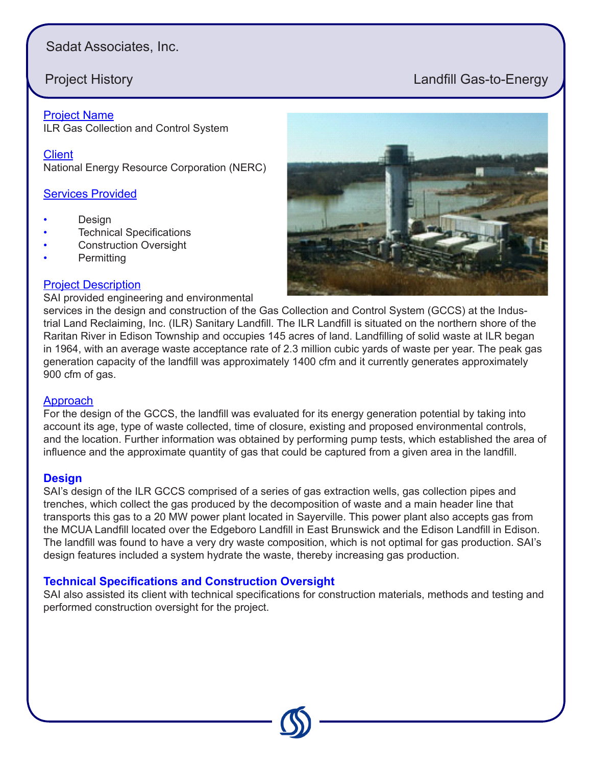Sadat Associates, Inc.

Project History — Landfill Gas-to-Energy

## Project Name

ILR Gas Collection and Control System

## Client

National Energy Resource Corporation (NERC)

## Services Provided

- Design
- Technical Specifications
- Construction Oversight
- Permitting

## Project Description

SAI provided engineering and environmental services in the design and construction of the Gas Collection and Control System (GCCS) at the Industrial Land Reclaiming, Inc. (ILR) Sanitary Landfill. The ILR Landfill is situated on the northern shore of the Raritan River in Edison Township and occupies 145 acres of land. Landfilling of solid waste at ILR began in 1964, with an average waste acceptance rate of 2.3 million cubic yards of waste per year. The peak gas generation capacity of the landfill was approximately 1400 cfm and it currently generates approximately 900 cfm of gas.

## Approach

For the design of the GCCS, the landfill was evaluated for its energy generation potential by taking into account its age, type of waste collected, time of closure, existing and proposed environmental controls, and the location. Further information was obtained by performing pump tests, which established the area of influence and the approximate quantity of gas that could be captured from a given area in the landfill.

## Design

SAI's design of the ILR GCCS comprised of a series of gas extraction wells, gas collection pipes and trenches, which collect the gas produced by the decomposition of waste and a main header line that transports this gas to a 20 MW power plant located in Sayerville. This power plant also accepts gas from the MCUA Landfill located over the Edgeboro Landfill in East Brunswick and the Edison Landfill in Edison. The landfill was found to have a very dry waste composition, which is not optimal for gas production. SAI's design features included a system hydrate the waste, thereby increasing gas production.

## Technical Specifications and Construction Oversight

SAI also assisted its client with technical specifications for construction materials, methods and testing and performed construction oversight for the project.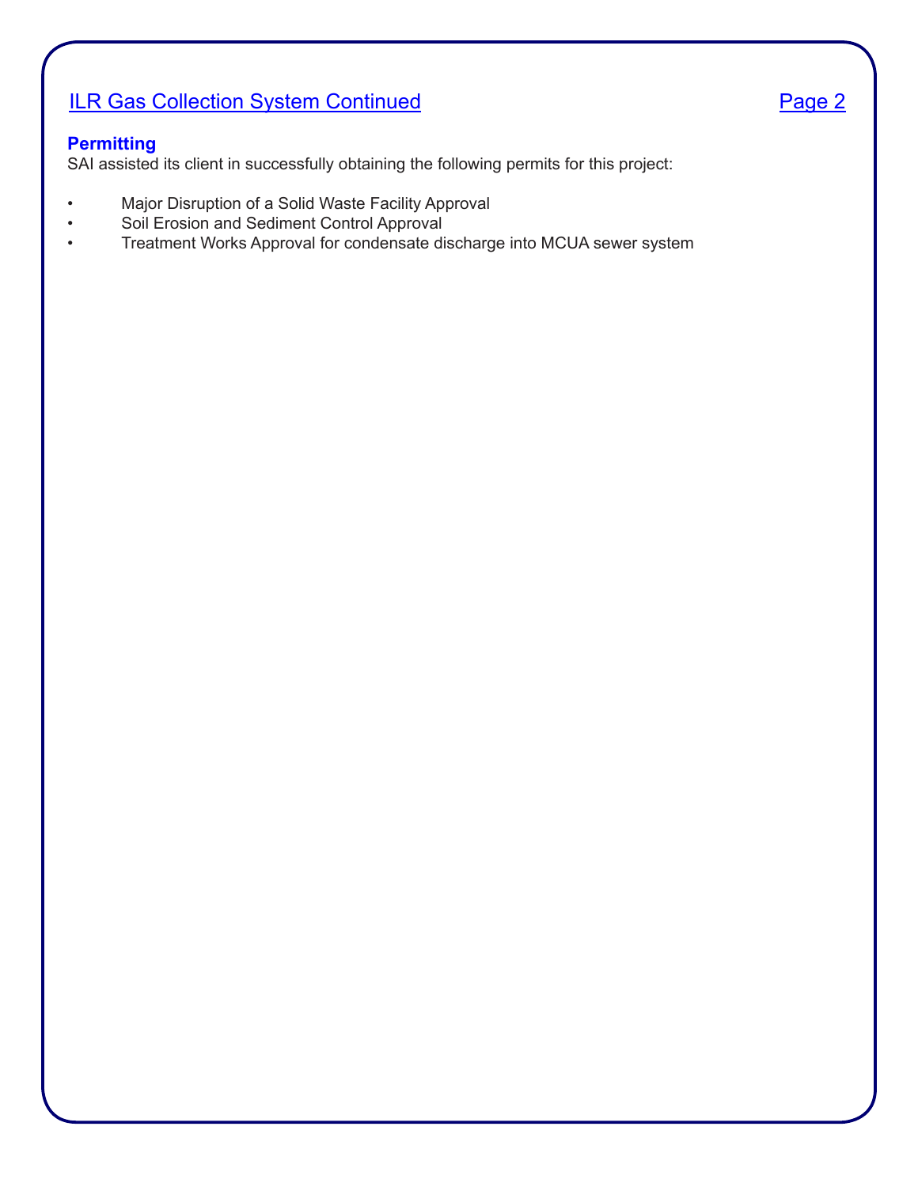## Permitting

SAI assisted its client in successfully obtaining the following permits for this project:

- Major Disruption of a Solid Waste Facility Approval
- Soil Erosion and Sediment Control Approval
- Treatment Works Approval for condensate discharge into MCUA sewer system